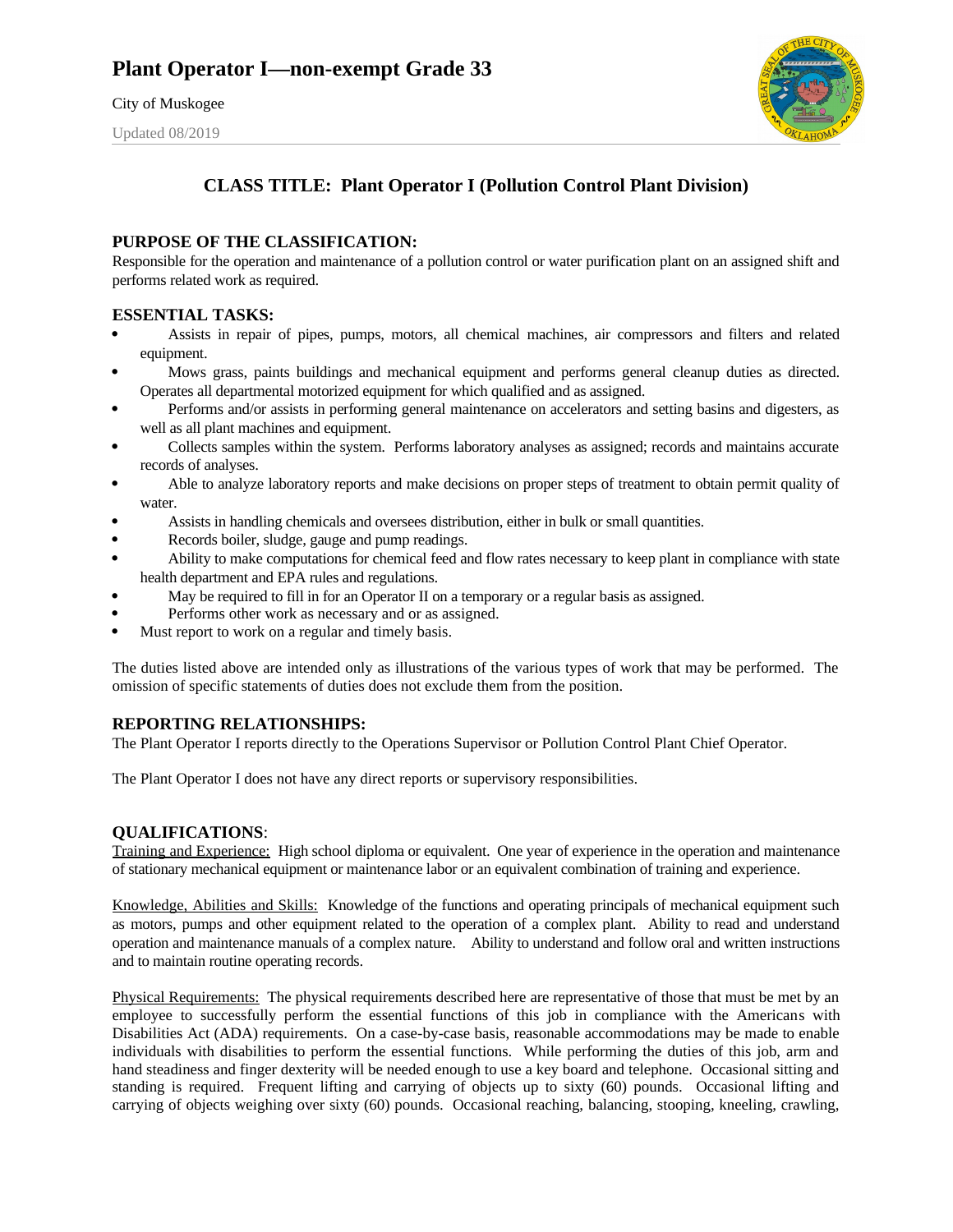# Plant Operator I—non-exempt Grade 33

City of Muskogee

Updated 08/2019

## CLASS TITLE: Plant Operator I (Pollution Control Plant Division)

### PURPOSE OF THE CLASSIFICATION:

Responsible for the operation and maintenance of a pollution control or water purification plant on an assigned shift and performs related work as required.

### ESSENTIAL TASKS:

- Assists in repair of pipes, pumps, motors, all chemical machines, air compressors and filters and related equipment.
- Mows grass, paints buildings and mechanical equipment and performs general cleanup duties as directed. Operates all departmental motorized equipment for which qualified and as assigned.
- Performs and/or assists in performing general maintenance on accelerators and setting basins and digesters, as well as all plant machines and equipment.
- Collects samples within the system. Performs laboratory analyses as assigned; records and maintains accurate records of analyses.
- Able to analyze laboratory reports and make decisions on proper steps of treatment to obtain permit quality of water.
- Assists in handling chemicals and oversees distribution, either in bulk or small quantities.
- Records boiler, sludge, gauge and pump readings.
- Ability to make computations for chemical feed and flow rates necessary to keep plant in compliance with state health department and EPA rules and regulations.
- May be required to fill in for an Operator II on a temporary or a regular basis as assigned.
- Performs other work as necessary and or as assigned.
- Must report to work on a regular and timely basis.

The duties listed above are intended only as illustrations of the various types of work that may be performed. The omission of specific statements of duties does not exclude them from the position.

### REPORTING RELATIONSHIPS:

The Plant Operator I reports directly to the Operations Supervisor or Pollution Control Plant Chief Operator.

The Plant Operator I does not have any direct reports or supervisory responsibilities.

### QUALIFICATIONS:

Training and Experience: High school diploma or equivalent. One year of experience in the operation and maintenance of stationary mechanical equipment or maintenance labor or an equivalent combination of training and experience.

Knowledge, Abilities and Skills: Knowledge of the functions and operating principals of mechanical equipment such as motors, pumps and other equipment related to the operation of a complex plant. Ability to read and understand operation and maintenance manuals of a complex nature. Ability to understand and follow oral and written instructions and to maintain routine operating records.

Physical Requirements: The physical requirements described here are representative of those that must be met by an employee to successfully perform the essential functions of this job in compliance with the Americans with Disabilities Act (ADA) requirements. On a case-by-case basis, reasonable accommodations may be made to enable individuals with disabilities to perform the essential functions. While performing the duties of this job, arm and hand steadiness and finger dexterity will be needed enough to use a key board and telephone. Occasional sitting and standing is required. Frequent lifting and carrying of objects up to sixty (60) pounds. Occasional lifting and carrying of objects weighing over sixty (60) pounds. Occasional reaching, balancing, stooping, kneeling, crawling,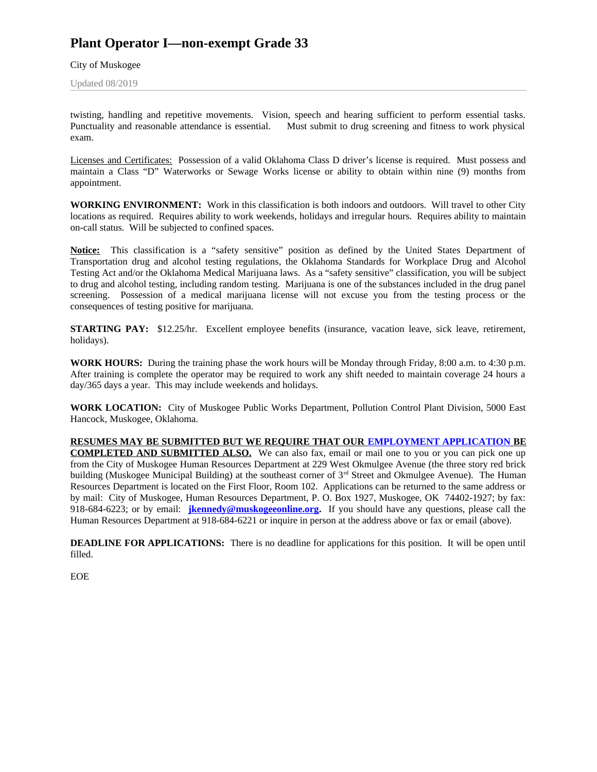twisting, handling and repetitive movements. Vision, speech and hearing sufficient to perform essential tasks. Punctuality and reasonable attendance is essential. Must submit to drug screening and fitness to work physical exam.

Licenses and Certificates: Possession of a valid Oklahoma Class D driver's license is required. Must possess and maintain a Class "D" Waterworks or Sewage Works license or ability to obtain within nine (9) months from appointment.

**WORKING ENVIRONMENT:** Work in this classification is both indoors and outdoors. Will travel to other City locations as required. Requires ability to work weekends, holidays and irregular hours. Requires ability to maintain on-call status. Will be subjected to confined spaces.

**Notice:** This classification is a "safety sensitive" position as defined by the United States Department of Transportation drug and alcohol testing regulations, the Oklahoma Standards for Workplace Drug and Alcohol Testing Act and/or the Oklahoma Medical Marijuana laws. As a "safety sensitive" classification, you will be subject to drug and alcohol testing, including random testing. Marijuana is one of the substances included in the drug panel screening. Possession of a medical marijuana license will not excuse you from the testing process or the consequences of testing positive for marijuana.

**STARTING PAY:** $12.25/hr. Excellent employee benefits (insurance, vacation leave, sick leave, retirement, holidays).

**WORK HOURS:** During the training phase the work hours will be Monday through Friday, 8:00 a.m. to 4:30 p.m. After training is complete the operator may be required to work any shift needed to maintain coverage 24 hours a day/365 days a year. This may include weekends and holidays.

**WORK LOCATION:** City of Muskogee Public Works Department, Pollution Control Plant Division, 5000 East Hancock, Muskogee, Oklahoma.

**RESUMES MAY BE SUBMITTED BUT WE REQUIRE THAT OUR EMPLOYMENT APPLICATION BE COMPLETED AND SUBMITTED ALSO.** We can also fax, email or mail one to you or you can pick one up from the City of Muskogee Human Resources Department at 229 West Okmulgee Avenue (the three story red brick building (Muskogee Municipal Building) at the southeast corner of 3rd Street and Okmulgee Avenue). The Human Resources Department is located on the First Floor, Room 102. Applications can be returned to the same address or by mail: City of Muskogee, Human Resources Department, P. O. Box 1927, Muskogee, OK 74402-1927; by fax: 918-684-6223; or by email: **jkennedy@muskogeeonline.org.** If you should have any questions, please call the Human Resources Department at 918-684-6221 or inquire in person at the address above or fax or email (above).

**DEADLINE FOR APPLICATIONS:** There is no deadline for applications for this position. It will be open until filled.

EOE